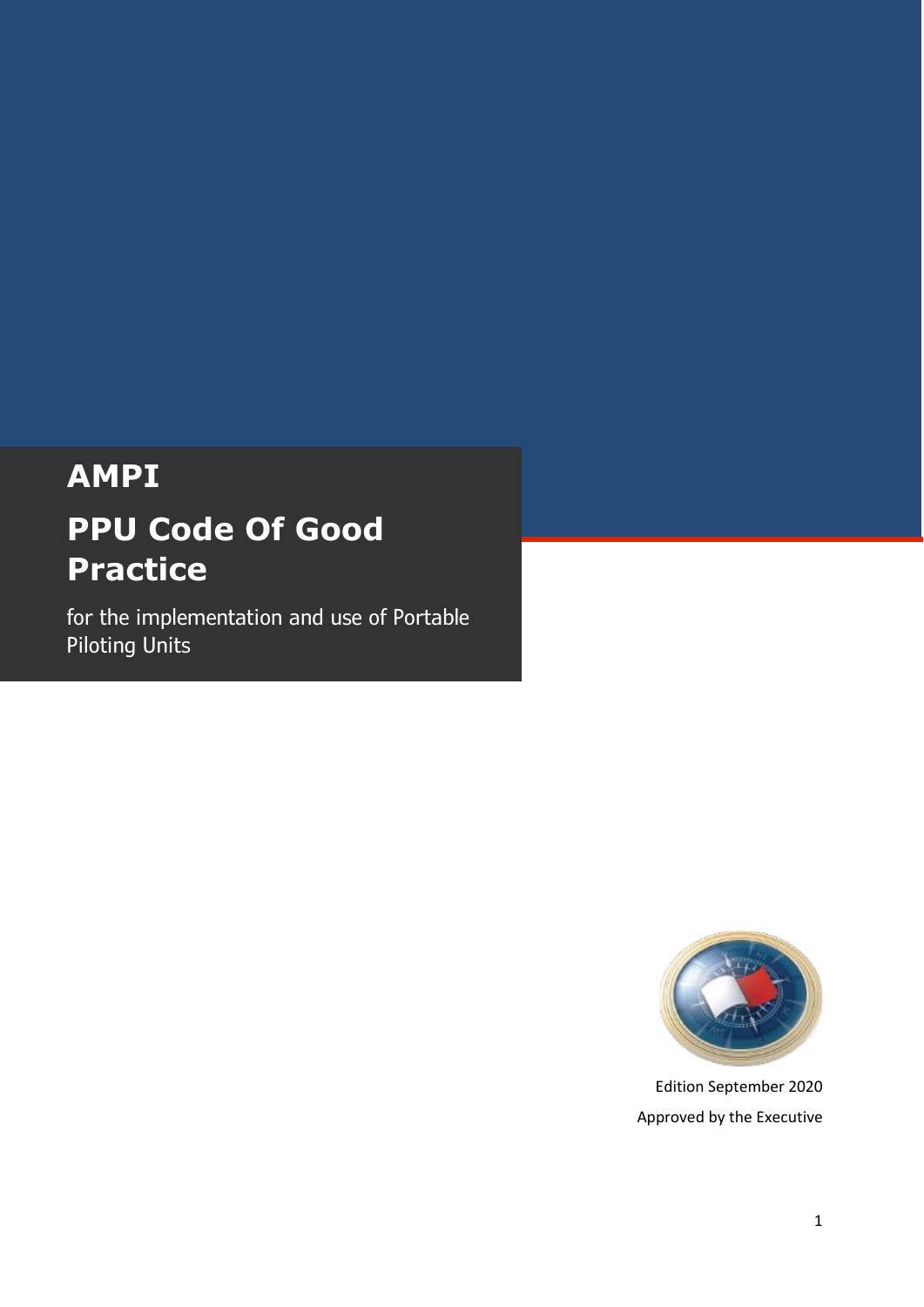# AMPI

# PPU Code Of Good Practice

for the implementation and use of Portable Piloting Units

Edition September 2020

Approved by the Executive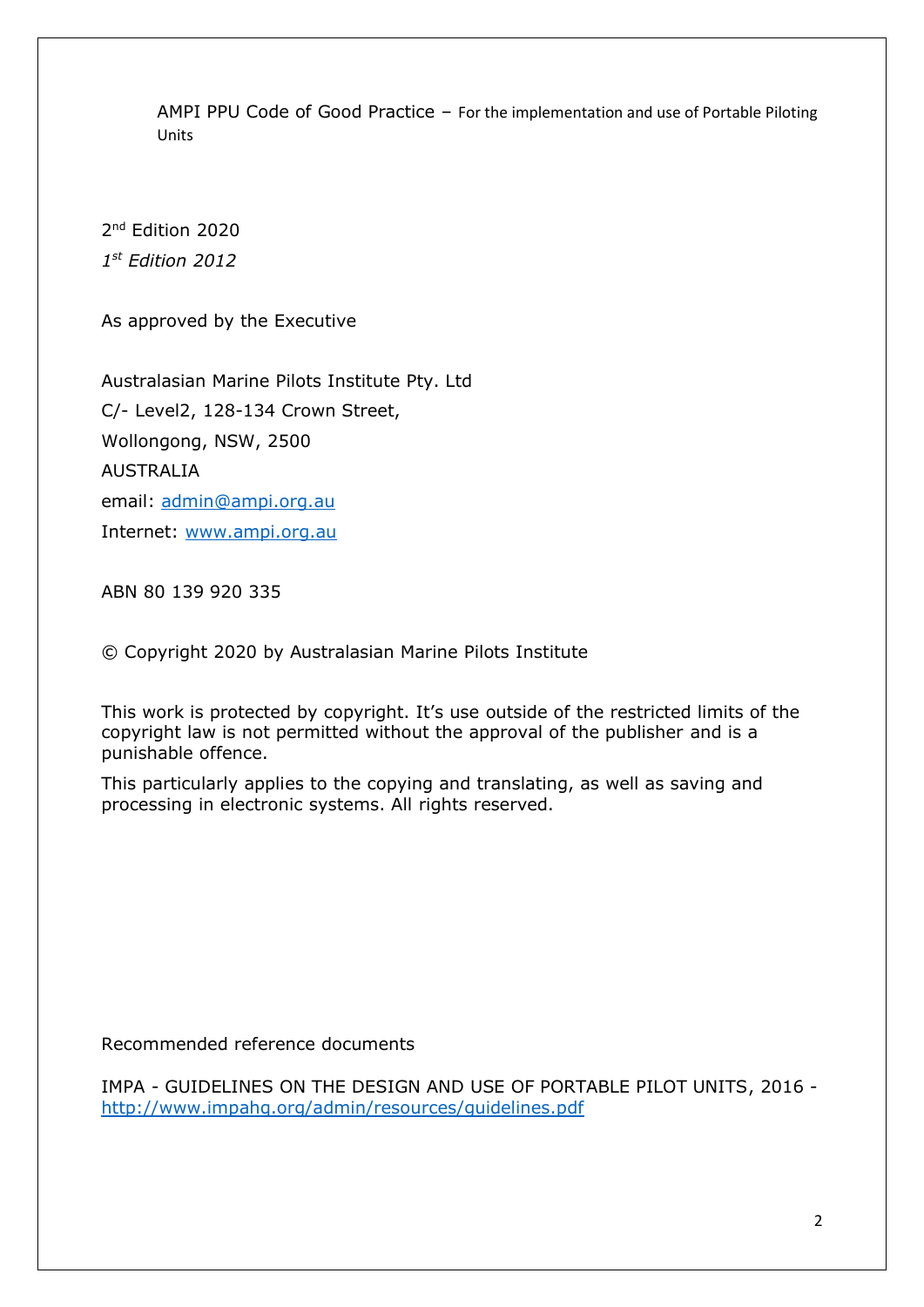AMPI PPU Code of Good Practice – For the implementation and use of Portable Piloting Units

2nd Edition 2020

*1st Edition 2012*

As approved by the Executive

Australasian Marine Pilots Institute Pty. Ltd
C/- Level2, 128-134 Crown Street,
Wollongong, NSW, 2500
AUSTRALIA
email: admin@ampi.org.au
Internet: www.ampi.org.au

ABN 80 139 920 335

© Copyright 2020 by Australasian Marine Pilots Institute

This work is protected by copyright. It's use outside of the restricted limits of the copyright law is not permitted without the approval of the publisher and is a punishable offence.

This particularly applies to the copying and translating, as well as saving and processing in electronic systems. All rights reserved.

Recommended reference documents

IMPA - GUIDELINES ON THE DESIGN AND USE OF PORTABLE PILOT UNITS, 2016 - http://www.impahq.org/admin/resources/guidelines.pdf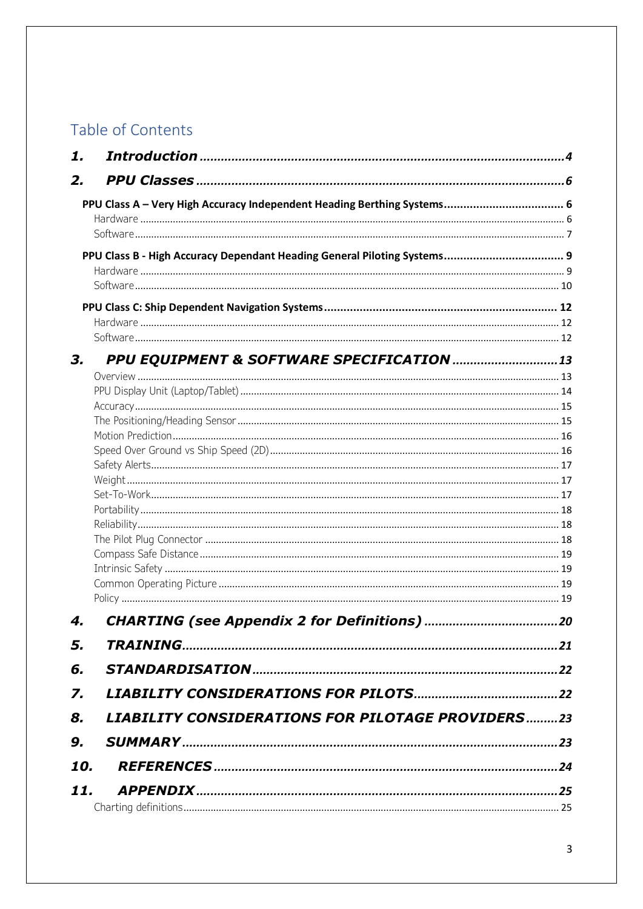## Table of Contents

**1. *Introduction*** ........ 4

**2. *PPU Classes*** ........ 6

- **PPU Class A – Very High Accuracy Independent Heading Berthing Systems** ........ 6
  - Hardware ........ 6
  - Software ........ 7
- **PPU Class B - High Accuracy Dependant Heading General Piloting Systems** ........ 9
  - Hardware ........ 9
  - Software ........ 10
- **PPU Class C: Ship Dependent Navigation Systems** ........ 12
  - Hardware ........ 12
  - Software ........ 12

**3. *PPU EQUIPMENT & SOFTWARE SPECIFICATION*** ........ 13

- Overview ........ 13
- PPU Display Unit (Laptop/Tablet) ........ 14
- Accuracy ........ 15
- The Positioning/Heading Sensor ........ 15
- Motion Prediction ........ 16
- Speed Over Ground vs Ship Speed (2D) ........ 16
- Safety Alerts ........ 17
- Weight ........ 17
- Set-To-Work ........ 17
- Portability ........ 18
- Reliability ........ 18
- The Pilot Plug Connector ........ 18
- Compass Safe Distance ........ 19
- Intrinsic Safety ........ 19
- Common Operating Picture ........ 19
- Policy ........ 19

**4. *CHARTING (see Appendix 2 for Definitions)*** ........ 20

**5. *TRAINING*** ........ 21

**6. *STANDARDISATION*** ........ 22

**7. *LIABILITY CONSIDERATIONS FOR PILOTS*** ........ 22

**8. *LIABILITY CONSIDERATIONS FOR PILOTAGE PROVIDERS*** ........ 23

**9. *SUMMARY*** ........ 23

**10. *REFERENCES*** ........ 24

**11. *APPENDIX*** ........ 25

- Charting definitions ........ 25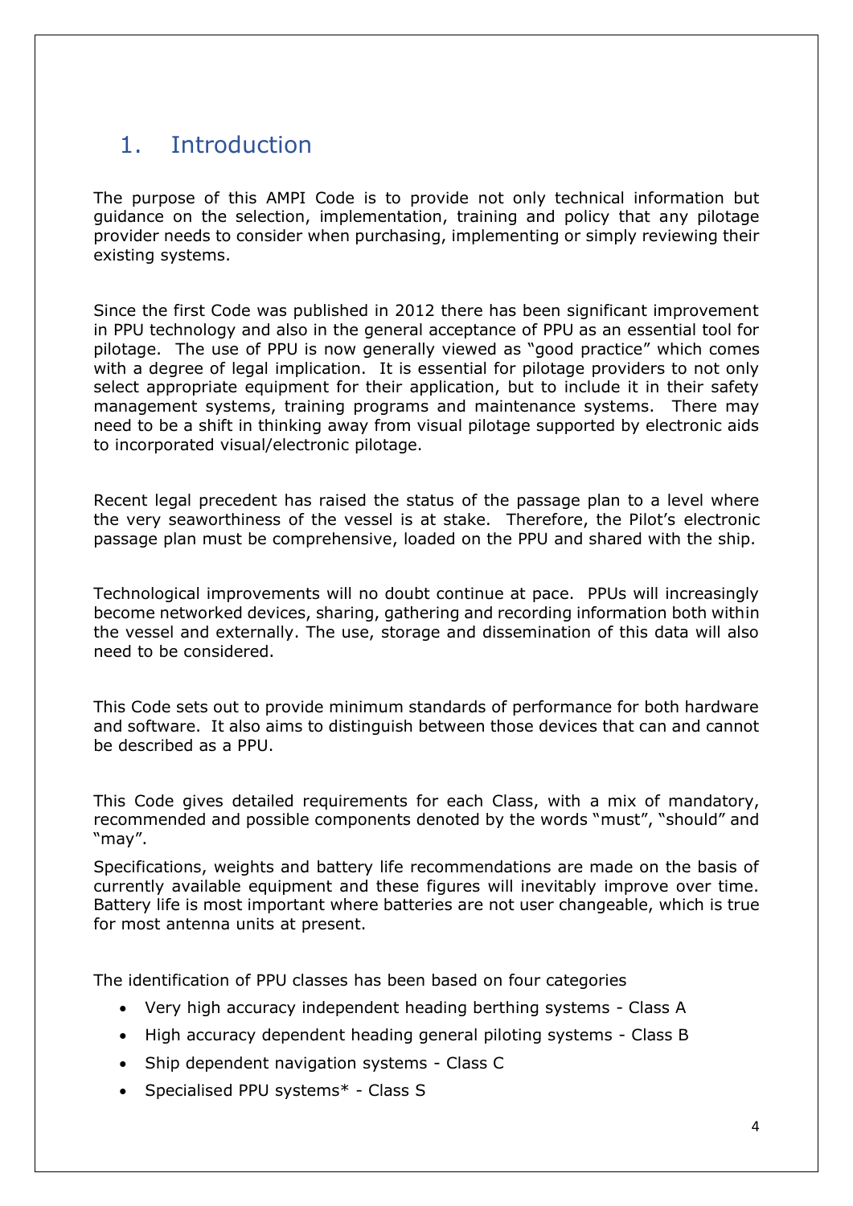# 1. Introduction

The purpose of this AMPI Code is to provide not only technical information but guidance on the selection, implementation, training and policy that any pilotage provider needs to consider when purchasing, implementing or simply reviewing their existing systems.

Since the first Code was published in 2012 there has been significant improvement in PPU technology and also in the general acceptance of PPU as an essential tool for pilotage. The use of PPU is now generally viewed as "good practice" which comes with a degree of legal implication. It is essential for pilotage providers to not only select appropriate equipment for their application, but to include it in their safety management systems, training programs and maintenance systems. There may need to be a shift in thinking away from visual pilotage supported by electronic aids to incorporated visual/electronic pilotage.

Recent legal precedent has raised the status of the passage plan to a level where the very seaworthiness of the vessel is at stake. Therefore, the Pilot's electronic passage plan must be comprehensive, loaded on the PPU and shared with the ship.

Technological improvements will no doubt continue at pace. PPUs will increasingly become networked devices, sharing, gathering and recording information both within the vessel and externally. The use, storage and dissemination of this data will also need to be considered.

This Code sets out to provide minimum standards of performance for both hardware and software. It also aims to distinguish between those devices that can and cannot be described as a PPU.

This Code gives detailed requirements for each Class, with a mix of mandatory, recommended and possible components denoted by the words "must", "should" and "may".

Specifications, weights and battery life recommendations are made on the basis of currently available equipment and these figures will inevitably improve over time. Battery life is most important where batteries are not user changeable, which is true for most antenna units at present.

The identification of PPU classes has been based on four categories

- Very high accuracy independent heading berthing systems - Class A
- High accuracy dependent heading general piloting systems - Class B
- Ship dependent navigation systems - Class C
- Specialised PPU systems* - Class S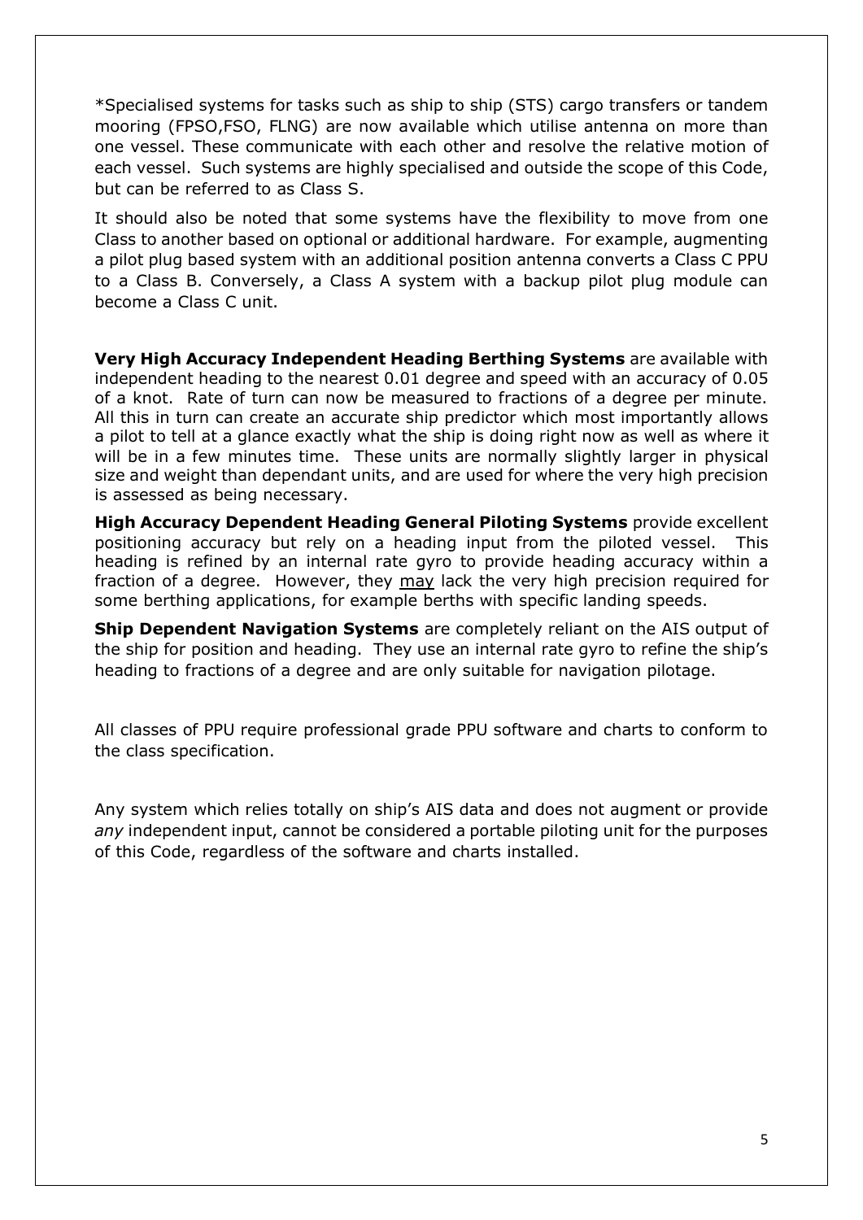*Specialised systems for tasks such as ship to ship (STS) cargo transfers or tandem mooring (FPSO,FSO, FLNG) are now available which utilise antenna on more than one vessel. These communicate with each other and resolve the relative motion of each vessel. Such systems are highly specialised and outside the scope of this Code, but can be referred to as Class S.

It should also be noted that some systems have the flexibility to move from one Class to another based on optional or additional hardware. For example, augmenting a pilot plug based system with an additional position antenna converts a Class C PPU to a Class B. Conversely, a Class A system with a backup pilot plug module can become a Class C unit.

**Very High Accuracy Independent Heading Berthing Systems** are available with independent heading to the nearest 0.01 degree and speed with an accuracy of 0.05 of a knot. Rate of turn can now be measured to fractions of a degree per minute. All this in turn can create an accurate ship predictor which most importantly allows a pilot to tell at a glance exactly what the ship is doing right now as well as where it will be in a few minutes time. These units are normally slightly larger in physical size and weight than dependant units, and are used for where the very high precision is assessed as being necessary.

**High Accuracy Dependent Heading General Piloting Systems** provide excellent positioning accuracy but rely on a heading input from the piloted vessel. This heading is refined by an internal rate gyro to provide heading accuracy within a fraction of a degree. However, they <u>may</u> lack the very high precision required for some berthing applications, for example berths with specific landing speeds.

**Ship Dependent Navigation Systems** are completely reliant on the AIS output of the ship for position and heading. They use an internal rate gyro to refine the ship's heading to fractions of a degree and are only suitable for navigation pilotage.

All classes of PPU require professional grade PPU software and charts to conform to the class specification.

Any system which relies totally on ship's AIS data and does not augment or provide *any* independent input, cannot be considered a portable piloting unit for the purposes of this Code, regardless of the software and charts installed.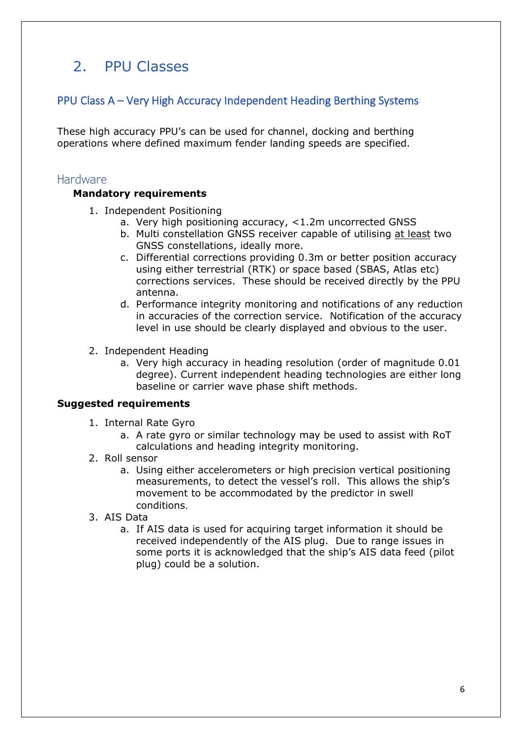# 2. PPU Classes

## PPU Class A – Very High Accuracy Independent Heading Berthing Systems

These high accuracy PPU's can be used for channel, docking and berthing operations where defined maximum fender landing speeds are specified.

### Hardware

**Mandatory requirements**

1. Independent Positioning
   a. Very high positioning accuracy, <1.2m uncorrected GNSS
   b. Multi constellation GNSS receiver capable of utilising at least two GNSS constellations, ideally more.
   c. Differential corrections providing 0.3m or better position accuracy using either terrestrial (RTK) or space based (SBAS, Atlas etc) corrections services. These should be received directly by the PPU antenna.
   d. Performance integrity monitoring and notifications of any reduction in accuracies of the correction service. Notification of the accuracy level in use should be clearly displayed and obvious to the user.

2. Independent Heading
   a. Very high accuracy in heading resolution (order of magnitude 0.01 degree). Current independent heading technologies are either long baseline or carrier wave phase shift methods.

**Suggested requirements**

1. Internal Rate Gyro
   a. A rate gyro or similar technology may be used to assist with RoT calculations and heading integrity monitoring.
2. Roll sensor
   a. Using either accelerometers or high precision vertical positioning measurements, to detect the vessel's roll. This allows the ship's movement to be accommodated by the predictor in swell conditions.
3. AIS Data
   a. If AIS data is used for acquiring target information it should be received independently of the AIS plug. Due to range issues in some ports it is acknowledged that the ship's AIS data feed (pilot plug) could be a solution.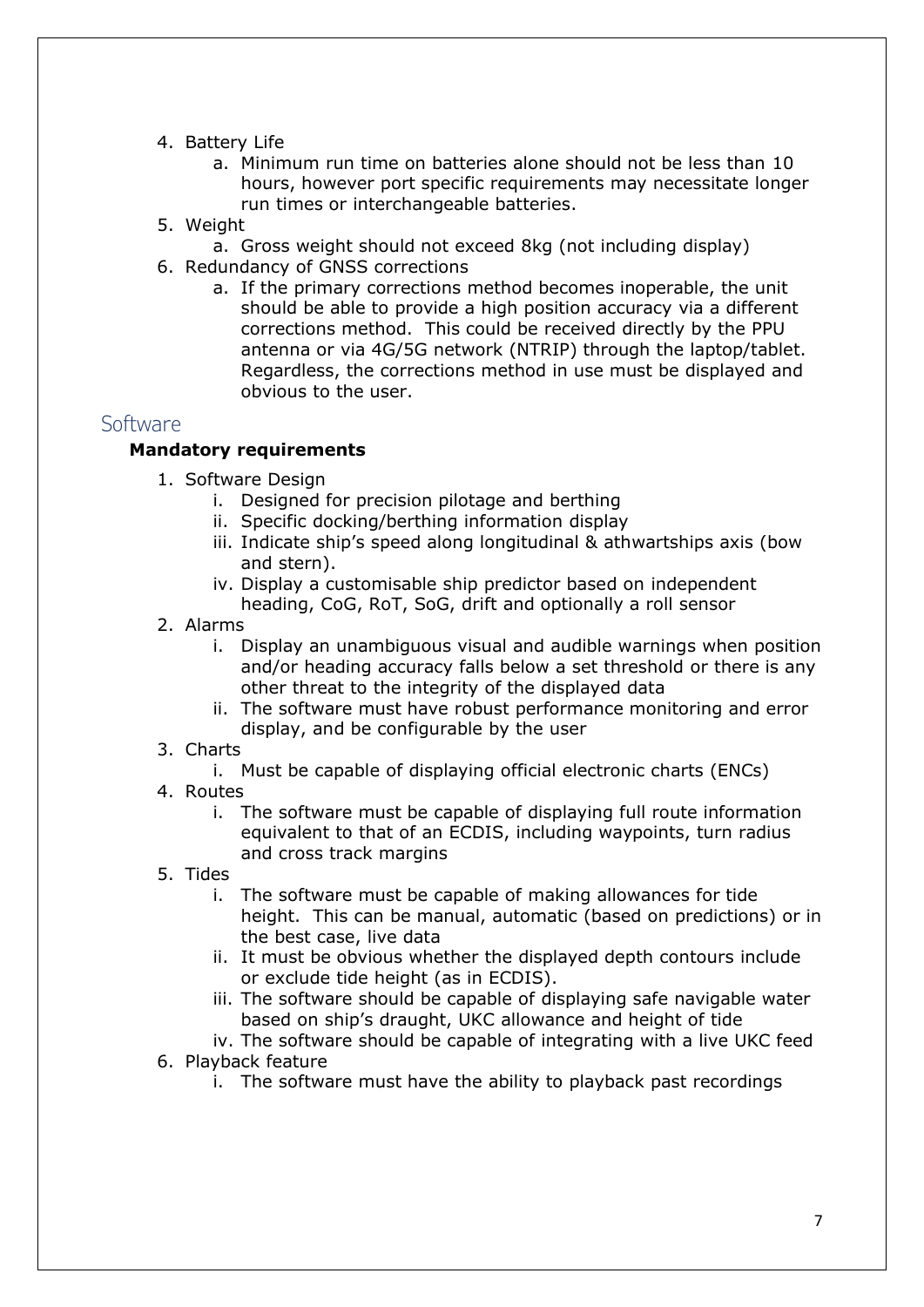4. Battery Life
   a. Minimum run time on batteries alone should not be less than 10 hours, however port specific requirements may necessitate longer run times or interchangeable batteries.
5. Weight
   a. Gross weight should not exceed 8kg (not including display)
6. Redundancy of GNSS corrections
   a. If the primary corrections method becomes inoperable, the unit should be able to provide a high position accuracy via a different corrections method. This could be received directly by the PPU antenna or via 4G/5G network (NTRIP) through the laptop/tablet. Regardless, the corrections method in use must be displayed and obvious to the user.

## Software

**Mandatory requirements**

1. Software Design
   i. Designed for precision pilotage and berthing
   ii. Specific docking/berthing information display
   iii. Indicate ship's speed along longitudinal & athwartships axis (bow and stern).
   iv. Display a customisable ship predictor based on independent heading, CoG, RoT, SoG, drift and optionally a roll sensor
2. Alarms
   i. Display an unambiguous visual and audible warnings when position and/or heading accuracy falls below a set threshold or there is any other threat to the integrity of the displayed data
   ii. The software must have robust performance monitoring and error display, and be configurable by the user
3. Charts
   i. Must be capable of displaying official electronic charts (ENCs)
4. Routes
   i. The software must be capable of displaying full route information equivalent to that of an ECDIS, including waypoints, turn radius and cross track margins
5. Tides
   i. The software must be capable of making allowances for tide height. This can be manual, automatic (based on predictions) or in the best case, live data
   ii. It must be obvious whether the displayed depth contours include or exclude tide height (as in ECDIS).
   iii. The software should be capable of displaying safe navigable water based on ship's draught, UKC allowance and height of tide
   iv. The software should be capable of integrating with a live UKC feed
6. Playback feature
   i. The software must have the ability to playback past recordings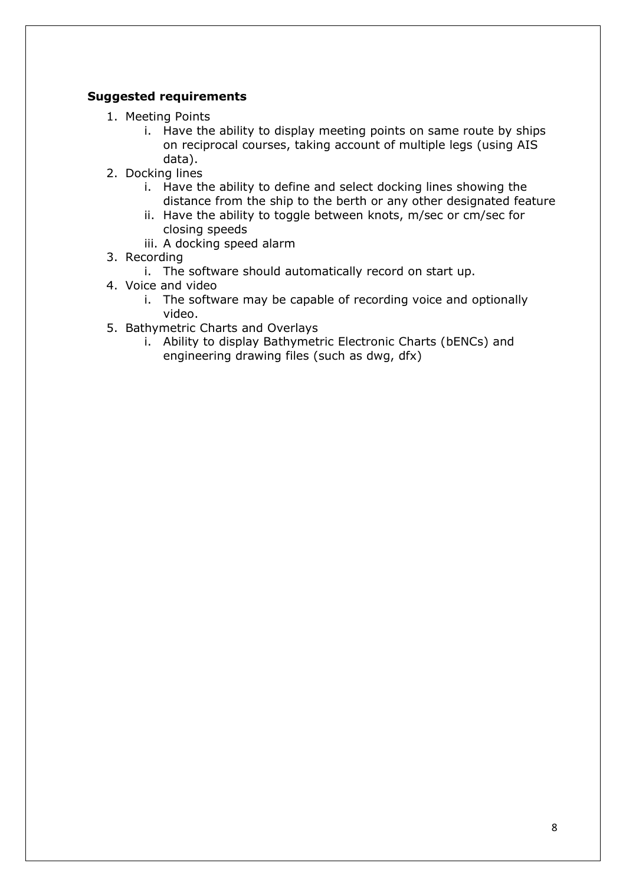**Suggested requirements**

1. Meeting Points
   i. Have the ability to display meeting points on same route by ships on reciprocal courses, taking account of multiple legs (using AIS data).
2. Docking lines
   i. Have the ability to define and select docking lines showing the distance from the ship to the berth or any other designated feature
   ii. Have the ability to toggle between knots, m/sec or cm/sec for closing speeds
   iii. A docking speed alarm
3. Recording
   i. The software should automatically record on start up.
4. Voice and video
   i. The software may be capable of recording voice and optionally video.
5. Bathymetric Charts and Overlays
   i. Ability to display Bathymetric Electronic Charts (bENCs) and engineering drawing files (such as dwg, dfx)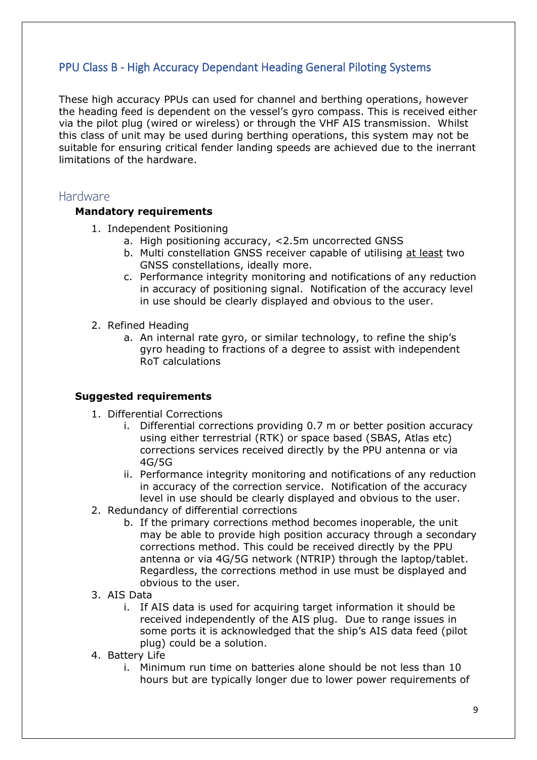## PPU Class B - High Accuracy Dependant Heading General Piloting Systems

These high accuracy PPUs can used for channel and berthing operations, however the heading feed is dependent on the vessel's gyro compass. This is received either via the pilot plug (wired or wireless) or through the VHF AIS transmission. Whilst this class of unit may be used during berthing operations, this system may not be suitable for ensuring critical fender landing speeds are achieved due to the inerrant limitations of the hardware.

### Hardware

**Mandatory requirements**

1. Independent Positioning
    a. High positioning accuracy, <2.5m uncorrected GNSS
    b. Multi constellation GNSS receiver capable of utilising <u>at least</u> two GNSS constellations, ideally more.
    c. Performance integrity monitoring and notifications of any reduction in accuracy of positioning signal. Notification of the accuracy level in use should be clearly displayed and obvious to the user.

2. Refined Heading
    a. An internal rate gyro, or similar technology, to refine the ship's gyro heading to fractions of a degree to assist with independent RoT calculations

**Suggested requirements**

1. Differential Corrections
    i. Differential corrections providing 0.7 m or better position accuracy using either terrestrial (RTK) or space based (SBAS, Atlas etc) corrections services received directly by the PPU antenna or via 4G/5G
    ii. Performance integrity monitoring and notifications of any reduction in accuracy of the correction service. Notification of the accuracy level in use should be clearly displayed and obvious to the user.
2. Redundancy of differential corrections
    b. If the primary corrections method becomes inoperable, the unit may be able to provide high position accuracy through a secondary corrections method. This could be received directly by the PPU antenna or via 4G/5G network (NTRIP) through the laptop/tablet. Regardless, the corrections method in use must be displayed and obvious to the user.
3. AIS Data
    i. If AIS data is used for acquiring target information it should be received independently of the AIS plug. Due to range issues in some ports it is acknowledged that the ship's AIS data feed (pilot plug) could be a solution.
4. Battery Life
    i. Minimum run time on batteries alone should be not less than 10 hours but are typically longer due to lower power requirements of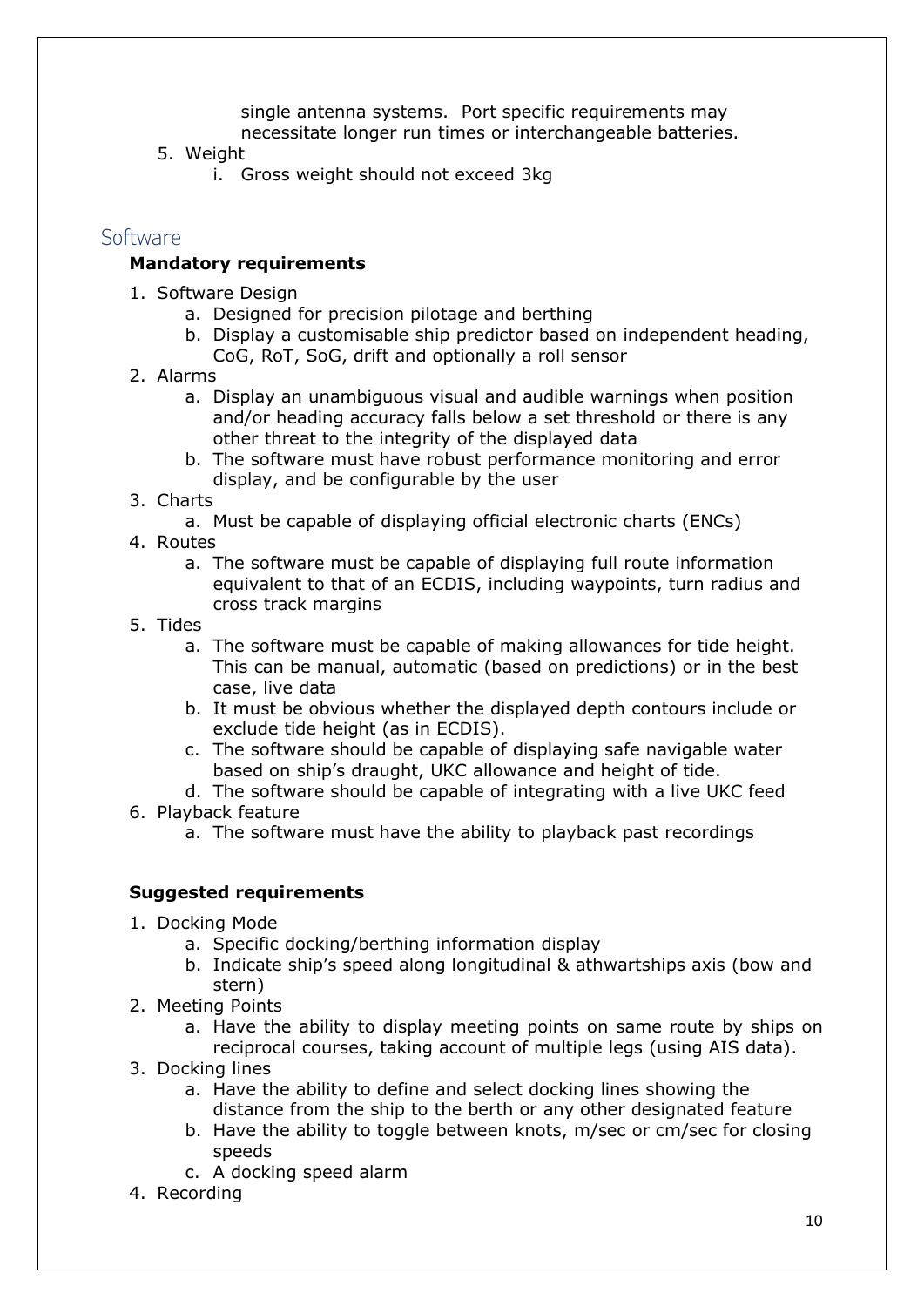single antenna systems. Port specific requirements may necessitate longer run times or interchangeable batteries.

5. Weight
    i. Gross weight should not exceed 3kg

## Software

**Mandatory requirements**

1. Software Design
    a. Designed for precision pilotage and berthing
    b. Display a customisable ship predictor based on independent heading, CoG, RoT, SoG, drift and optionally a roll sensor
2. Alarms
    a. Display an unambiguous visual and audible warnings when position and/or heading accuracy falls below a set threshold or there is any other threat to the integrity of the displayed data
    b. The software must have robust performance monitoring and error display, and be configurable by the user
3. Charts
    a. Must be capable of displaying official electronic charts (ENCs)
4. Routes
    a. The software must be capable of displaying full route information equivalent to that of an ECDIS, including waypoints, turn radius and cross track margins
5. Tides
    a. The software must be capable of making allowances for tide height. This can be manual, automatic (based on predictions) or in the best case, live data
    b. It must be obvious whether the displayed depth contours include or exclude tide height (as in ECDIS).
    c. The software should be capable of displaying safe navigable water based on ship's draught, UKC allowance and height of tide.
    d. The software should be capable of integrating with a live UKC feed
6. Playback feature
    a. The software must have the ability to playback past recordings

**Suggested requirements**

1. Docking Mode
    a. Specific docking/berthing information display
    b. Indicate ship's speed along longitudinal & athwartships axis (bow and stern)
2. Meeting Points
    a. Have the ability to display meeting points on same route by ships on reciprocal courses, taking account of multiple legs (using AIS data).
3. Docking lines
    a. Have the ability to define and select docking lines showing the distance from the ship to the berth or any other designated feature
    b. Have the ability to toggle between knots, m/sec or cm/sec for closing speeds
    c. A docking speed alarm
4. Recording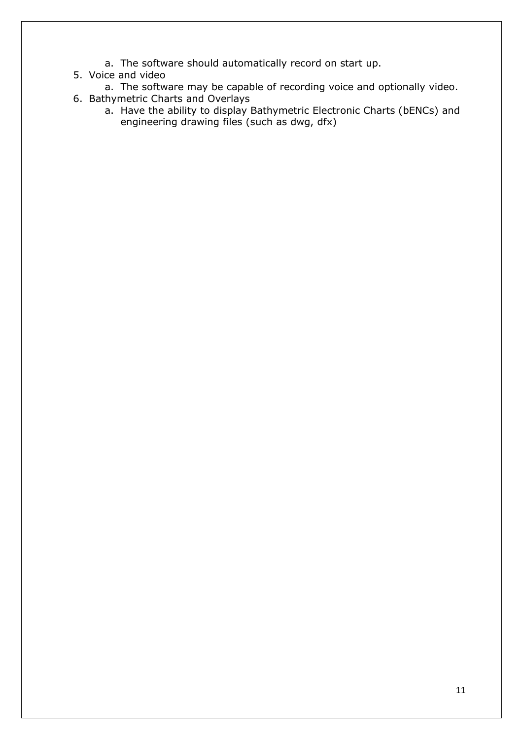a. The software should automatically record on start up.

5. Voice and video
    a. The software may be capable of recording voice and optionally video.
6. Bathymetric Charts and Overlays
    a. Have the ability to display Bathymetric Electronic Charts (bENCs) and engineering drawing files (such as dwg, dfx)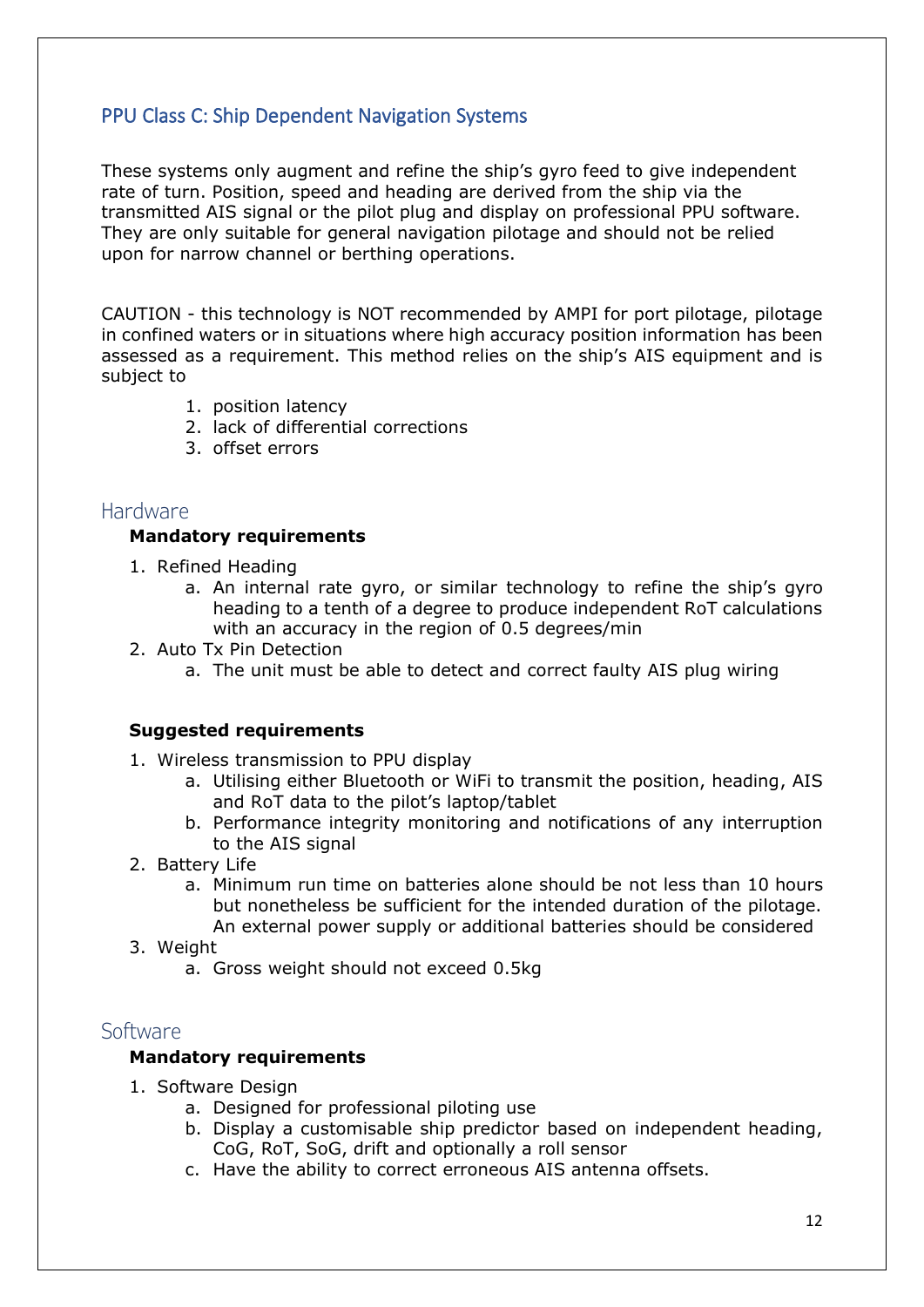## PPU Class C: Ship Dependent Navigation Systems

These systems only augment and refine the ship's gyro feed to give independent rate of turn. Position, speed and heading are derived from the ship via the transmitted AIS signal or the pilot plug and display on professional PPU software. They are only suitable for general navigation pilotage and should not be relied upon for narrow channel or berthing operations.

CAUTION - this technology is NOT recommended by AMPI for port pilotage, pilotage in confined waters or in situations where high accuracy position information has been assessed as a requirement. This method relies on the ship's AIS equipment and is subject to

1. position latency
2. lack of differential corrections
3. offset errors

### Hardware

**Mandatory requirements**

1. Refined Heading
    a. An internal rate gyro, or similar technology to refine the ship's gyro heading to a tenth of a degree to produce independent RoT calculations with an accuracy in the region of 0.5 degrees/min
2. Auto Tx Pin Detection
    a. The unit must be able to detect and correct faulty AIS plug wiring

**Suggested requirements**

1. Wireless transmission to PPU display
    a. Utilising either Bluetooth or WiFi to transmit the position, heading, AIS and RoT data to the pilot's laptop/tablet
    b. Performance integrity monitoring and notifications of any interruption to the AIS signal
2. Battery Life
    a. Minimum run time on batteries alone should be not less than 10 hours but nonetheless be sufficient for the intended duration of the pilotage. An external power supply or additional batteries should be considered
3. Weight
    a. Gross weight should not exceed 0.5kg

### Software

**Mandatory requirements**

1. Software Design
    a. Designed for professional piloting use
    b. Display a customisable ship predictor based on independent heading, CoG, RoT, SoG, drift and optionally a roll sensor
    c. Have the ability to correct erroneous AIS antenna offsets.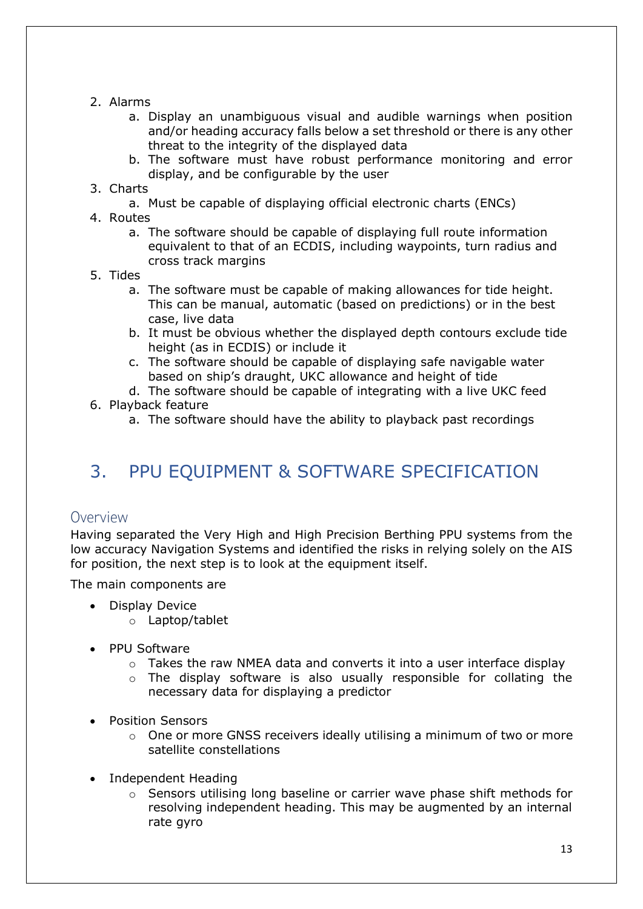2. Alarms
    a. Display an unambiguous visual and audible warnings when position and/or heading accuracy falls below a set threshold or there is any other threat to the integrity of the displayed data
    b. The software must have robust performance monitoring and error display, and be configurable by the user
3. Charts
    a. Must be capable of displaying official electronic charts (ENCs)
4. Routes
    a. The software should be capable of displaying full route information equivalent to that of an ECDIS, including waypoints, turn radius and cross track margins
5. Tides
    a. The software must be capable of making allowances for tide height. This can be manual, automatic (based on predictions) or in the best case, live data
    b. It must be obvious whether the displayed depth contours exclude tide height (as in ECDIS) or include it
    c. The software should be capable of displaying safe navigable water based on ship's draught, UKC allowance and height of tide
    d. The software should be capable of integrating with a live UKC feed
6. Playback feature
    a. The software should have the ability to playback past recordings

# 3. PPU EQUIPMENT & SOFTWARE SPECIFICATION

## Overview

Having separated the Very High and High Precision Berthing PPU systems from the low accuracy Navigation Systems and identified the risks in relying solely on the AIS for position, the next step is to look at the equipment itself.

The main components are

- Display Device
    - Laptop/tablet

- PPU Software
    - Takes the raw NMEA data and converts it into a user interface display
    - The display software is also usually responsible for collating the necessary data for displaying a predictor

- Position Sensors
    - One or more GNSS receivers ideally utilising a minimum of two or more satellite constellations

- Independent Heading
    - Sensors utilising long baseline or carrier wave phase shift methods for resolving independent heading. This may be augmented by an internal rate gyro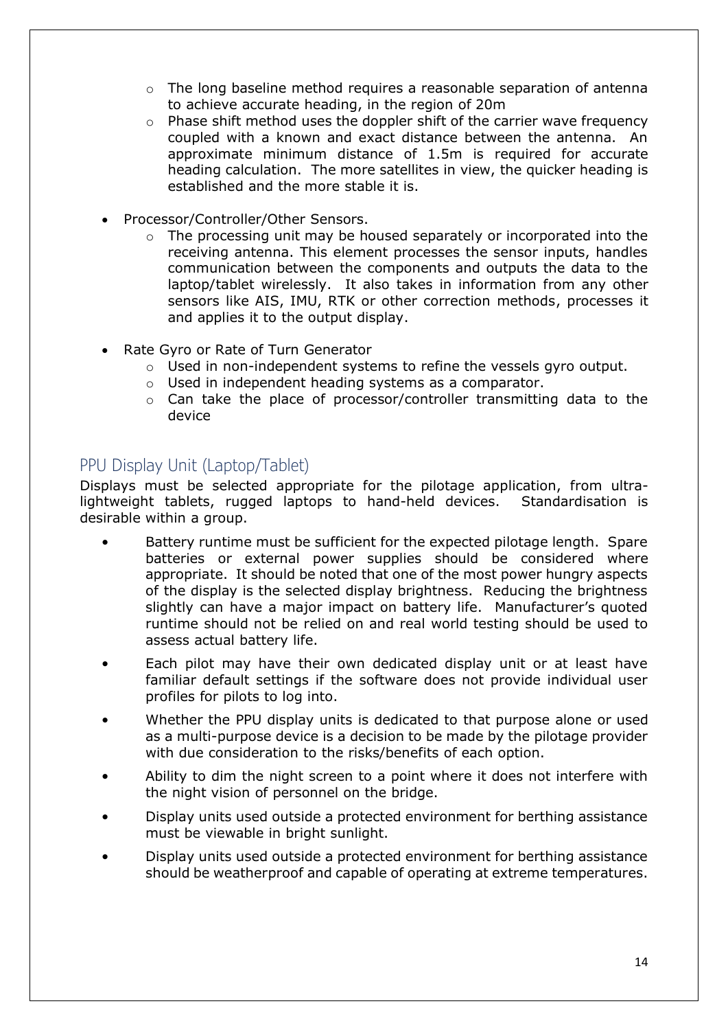- The long baseline method requires a reasonable separation of antenna to achieve accurate heading, in the region of 20m
  - Phase shift method uses the doppler shift of the carrier wave frequency coupled with a known and exact distance between the antenna. An approximate minimum distance of 1.5m is required for accurate heading calculation. The more satellites in view, the quicker heading is established and the more stable it is.

- Processor/Controller/Other Sensors.
  - The processing unit may be housed separately or incorporated into the receiving antenna. This element processes the sensor inputs, handles communication between the components and outputs the data to the laptop/tablet wirelessly. It also takes in information from any other sensors like AIS, IMU, RTK or other correction methods, processes it and applies it to the output display.

- Rate Gyro or Rate of Turn Generator
  - Used in non-independent systems to refine the vessels gyro output.
  - Used in independent heading systems as a comparator.
  - Can take the place of processor/controller transmitting data to the device

## PPU Display Unit (Laptop/Tablet)

Displays must be selected appropriate for the pilotage application, from ultra-lightweight tablets, rugged laptops to hand-held devices. Standardisation is desirable within a group.

- Battery runtime must be sufficient for the expected pilotage length. Spare batteries or external power supplies should be considered where appropriate. It should be noted that one of the most power hungry aspects of the display is the selected display brightness. Reducing the brightness slightly can have a major impact on battery life. Manufacturer's quoted runtime should not be relied on and real world testing should be used to assess actual battery life.
- Each pilot may have their own dedicated display unit or at least have familiar default settings if the software does not provide individual user profiles for pilots to log into.
- Whether the PPU display units is dedicated to that purpose alone or used as a multi-purpose device is a decision to be made by the pilotage provider with due consideration to the risks/benefits of each option.
- Ability to dim the night screen to a point where it does not interfere with the night vision of personnel on the bridge.
- Display units used outside a protected environment for berthing assistance must be viewable in bright sunlight.
- Display units used outside a protected environment for berthing assistance should be weatherproof and capable of operating at extreme temperatures.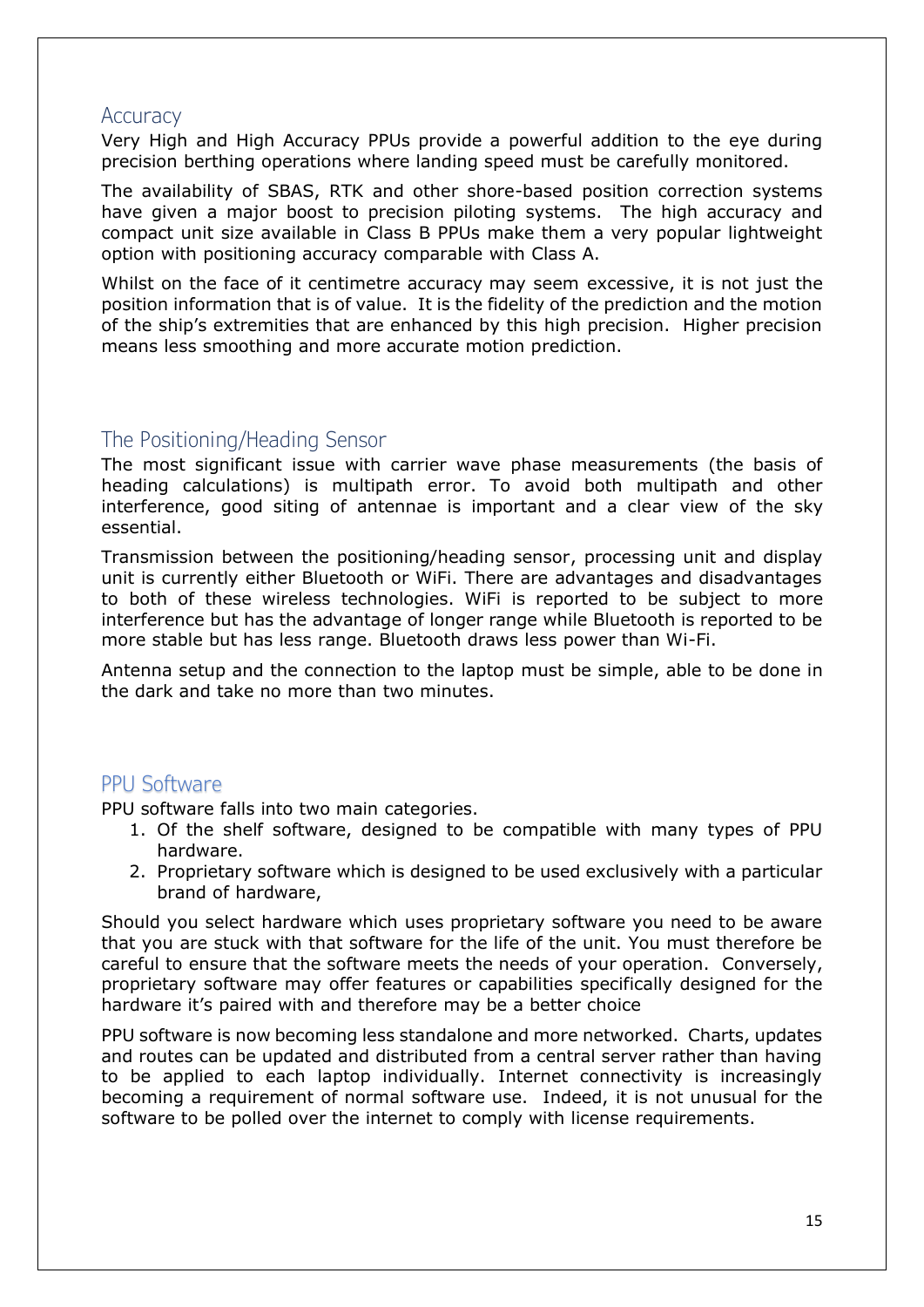## Accuracy

Very High and High Accuracy PPUs provide a powerful addition to the eye during precision berthing operations where landing speed must be carefully monitored.

The availability of SBAS, RTK and other shore-based position correction systems have given a major boost to precision piloting systems. The high accuracy and compact unit size available in Class B PPUs make them a very popular lightweight option with positioning accuracy comparable with Class A.

Whilst on the face of it centimetre accuracy may seem excessive, it is not just the position information that is of value. It is the fidelity of the prediction and the motion of the ship's extremities that are enhanced by this high precision. Higher precision means less smoothing and more accurate motion prediction.

## The Positioning/Heading Sensor

The most significant issue with carrier wave phase measurements (the basis of heading calculations) is multipath error. To avoid both multipath and other interference, good siting of antennae is important and a clear view of the sky essential.

Transmission between the positioning/heading sensor, processing unit and display unit is currently either Bluetooth or WiFi. There are advantages and disadvantages to both of these wireless technologies. WiFi is reported to be subject to more interference but has the advantage of longer range while Bluetooth is reported to be more stable but has less range. Bluetooth draws less power than Wi-Fi.

Antenna setup and the connection to the laptop must be simple, able to be done in the dark and take no more than two minutes.

## PPU Software

PPU software falls into two main categories.

1. Of the shelf software, designed to be compatible with many types of PPU hardware.
2. Proprietary software which is designed to be used exclusively with a particular brand of hardware,

Should you select hardware which uses proprietary software you need to be aware that you are stuck with that software for the life of the unit. You must therefore be careful to ensure that the software meets the needs of your operation. Conversely, proprietary software may offer features or capabilities specifically designed for the hardware it's paired with and therefore may be a better choice

PPU software is now becoming less standalone and more networked. Charts, updates and routes can be updated and distributed from a central server rather than having to be applied to each laptop individually. Internet connectivity is increasingly becoming a requirement of normal software use. Indeed, it is not unusual for the software to be polled over the internet to comply with license requirements.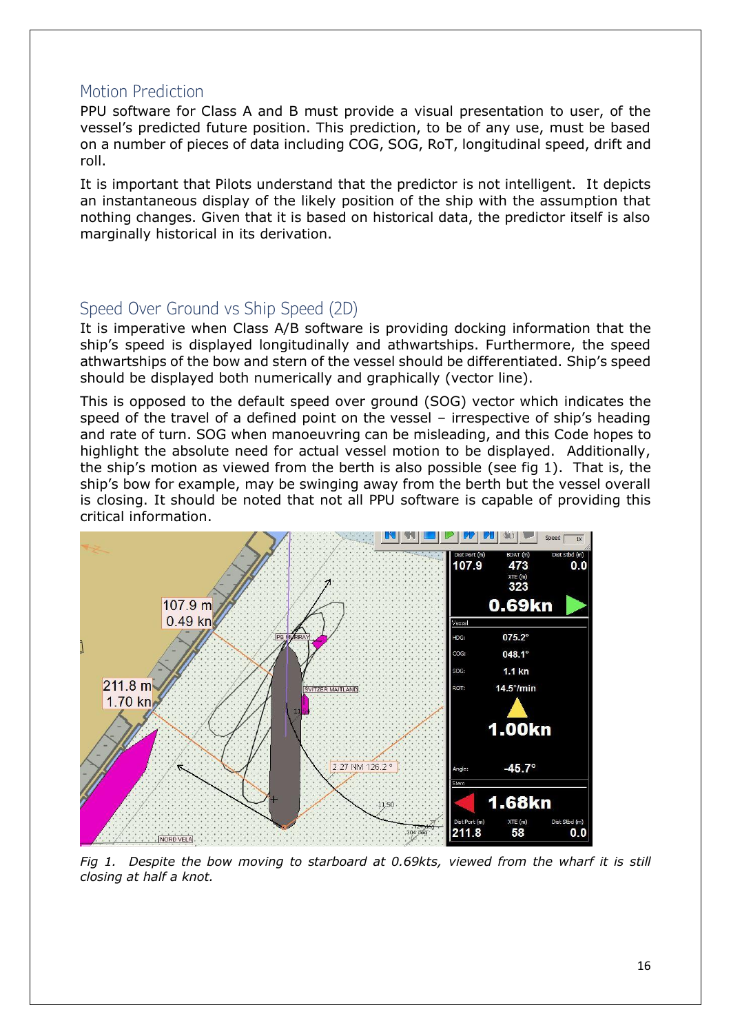## Motion Prediction

PPU software for Class A and B must provide a visual presentation to user, of the vessel's predicted future position. This prediction, to be of any use, must be based on a number of pieces of data including COG, SOG, RoT, longitudinal speed, drift and roll.

It is important that Pilots understand that the predictor is not intelligent. It depicts an instantaneous display of the likely position of the ship with the assumption that nothing changes. Given that it is based on historical data, the predictor itself is also marginally historical in its derivation.

## Speed Over Ground vs Ship Speed (2D)

It is imperative when Class A/B software is providing docking information that the ship's speed is displayed longitudinally and athwartships. Furthermore, the speed athwartships of the bow and stern of the vessel should be differentiated. Ship's speed should be displayed both numerically and graphically (vector line).

This is opposed to the default speed over ground (SOG) vector which indicates the speed of the travel of a defined point on the vessel – irrespective of ship's heading and rate of turn. SOG when manoeuvring can be misleading, and this Code hopes to highlight the absolute need for actual vessel motion to be displayed. Additionally, the ship's motion as viewed from the berth is also possible (see fig 1). That is, the ship's bow for example, may be swinging away from the berth but the vessel overall is closing. It should be noted that not all PPU software is capable of providing this critical information.

*Fig 1. Despite the bow moving to starboard at 0.69kts, viewed from the wharf it is still closing at half a knot.*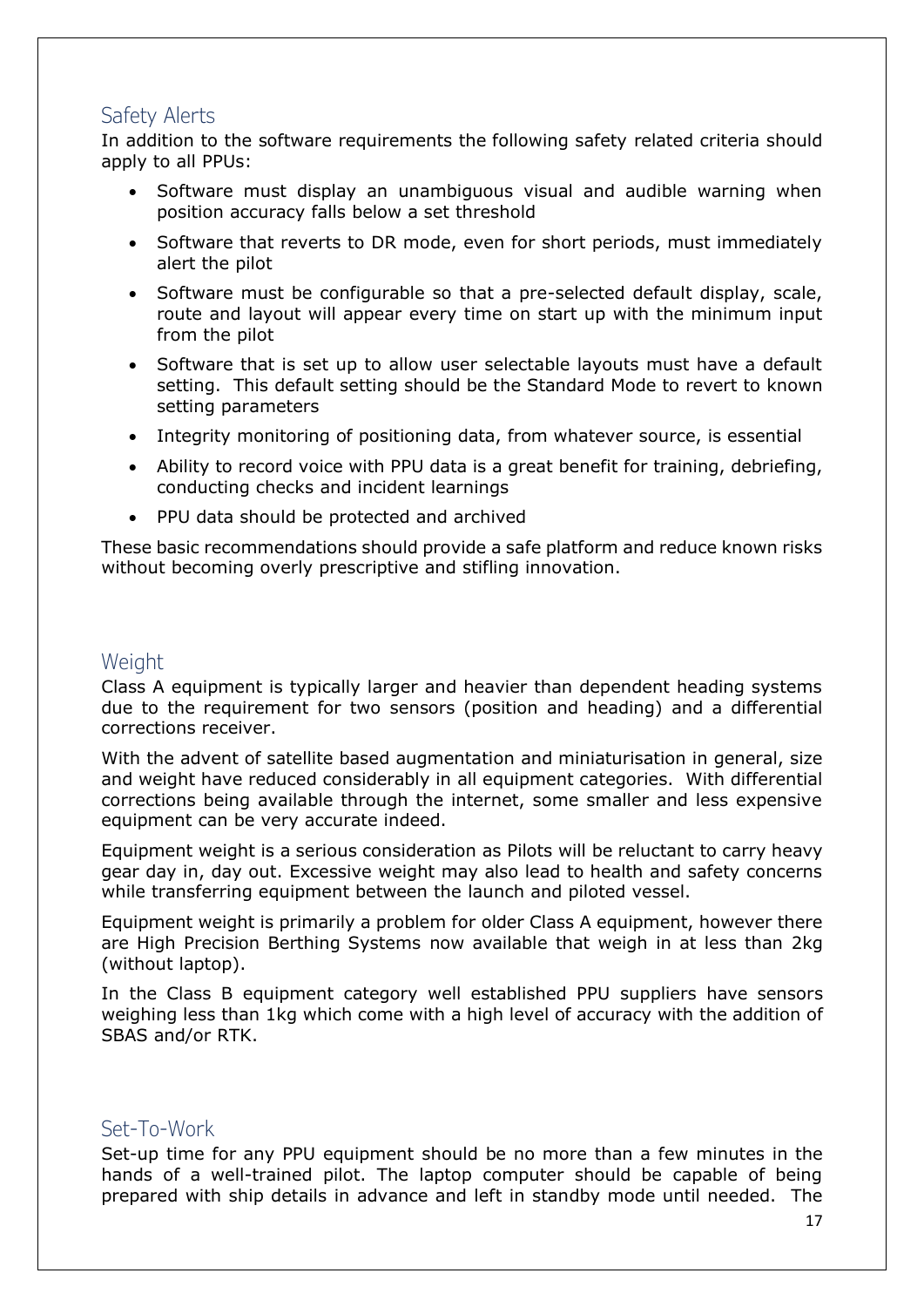## Safety Alerts

In addition to the software requirements the following safety related criteria should apply to all PPUs:

- Software must display an unambiguous visual and audible warning when position accuracy falls below a set threshold
- Software that reverts to DR mode, even for short periods, must immediately alert the pilot
- Software must be configurable so that a pre-selected default display, scale, route and layout will appear every time on start up with the minimum input from the pilot
- Software that is set up to allow user selectable layouts must have a default setting. This default setting should be the Standard Mode to revert to known setting parameters
- Integrity monitoring of positioning data, from whatever source, is essential
- Ability to record voice with PPU data is a great benefit for training, debriefing, conducting checks and incident learnings
- PPU data should be protected and archived

These basic recommendations should provide a safe platform and reduce known risks without becoming overly prescriptive and stifling innovation.

## Weight

Class A equipment is typically larger and heavier than dependent heading systems due to the requirement for two sensors (position and heading) and a differential corrections receiver.

With the advent of satellite based augmentation and miniaturisation in general, size and weight have reduced considerably in all equipment categories. With differential corrections being available through the internet, some smaller and less expensive equipment can be very accurate indeed.

Equipment weight is a serious consideration as Pilots will be reluctant to carry heavy gear day in, day out. Excessive weight may also lead to health and safety concerns while transferring equipment between the launch and piloted vessel.

Equipment weight is primarily a problem for older Class A equipment, however there are High Precision Berthing Systems now available that weigh in at less than 2kg (without laptop).

In the Class B equipment category well established PPU suppliers have sensors weighing less than 1kg which come with a high level of accuracy with the addition of SBAS and/or RTK.

## Set-To-Work

Set-up time for any PPU equipment should be no more than a few minutes in the hands of a well-trained pilot. The laptop computer should be capable of being prepared with ship details in advance and left in standby mode until needed. The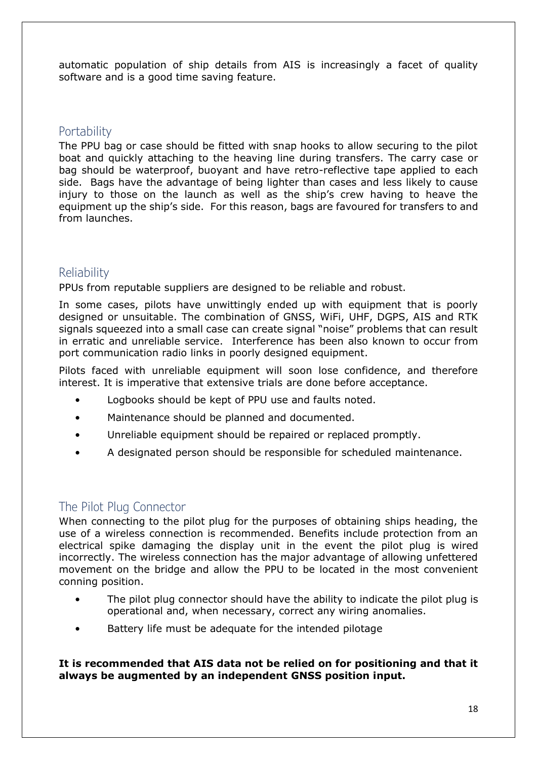automatic population of ship details from AIS is increasingly a facet of quality software and is a good time saving feature.

## Portability

The PPU bag or case should be fitted with snap hooks to allow securing to the pilot boat and quickly attaching to the heaving line during transfers. The carry case or bag should be waterproof, buoyant and have retro-reflective tape applied to each side. Bags have the advantage of being lighter than cases and less likely to cause injury to those on the launch as well as the ship's crew having to heave the equipment up the ship's side. For this reason, bags are favoured for transfers to and from launches.

## Reliability

PPUs from reputable suppliers are designed to be reliable and robust.

In some cases, pilots have unwittingly ended up with equipment that is poorly designed or unsuitable. The combination of GNSS, WiFi, UHF, DGPS, AIS and RTK signals squeezed into a small case can create signal "noise" problems that can result in erratic and unreliable service. Interference has been also known to occur from port communication radio links in poorly designed equipment.

Pilots faced with unreliable equipment will soon lose confidence, and therefore interest. It is imperative that extensive trials are done before acceptance.

- Logbooks should be kept of PPU use and faults noted.
- Maintenance should be planned and documented.
- Unreliable equipment should be repaired or replaced promptly.
- A designated person should be responsible for scheduled maintenance.

## The Pilot Plug Connector

When connecting to the pilot plug for the purposes of obtaining ships heading, the use of a wireless connection is recommended. Benefits include protection from an electrical spike damaging the display unit in the event the pilot plug is wired incorrectly. The wireless connection has the major advantage of allowing unfettered movement on the bridge and allow the PPU to be located in the most convenient conning position.

- The pilot plug connector should have the ability to indicate the pilot plug is operational and, when necessary, correct any wiring anomalies.
- Battery life must be adequate for the intended pilotage

**It is recommended that AIS data not be relied on for positioning and that it always be augmented by an independent GNSS position input.**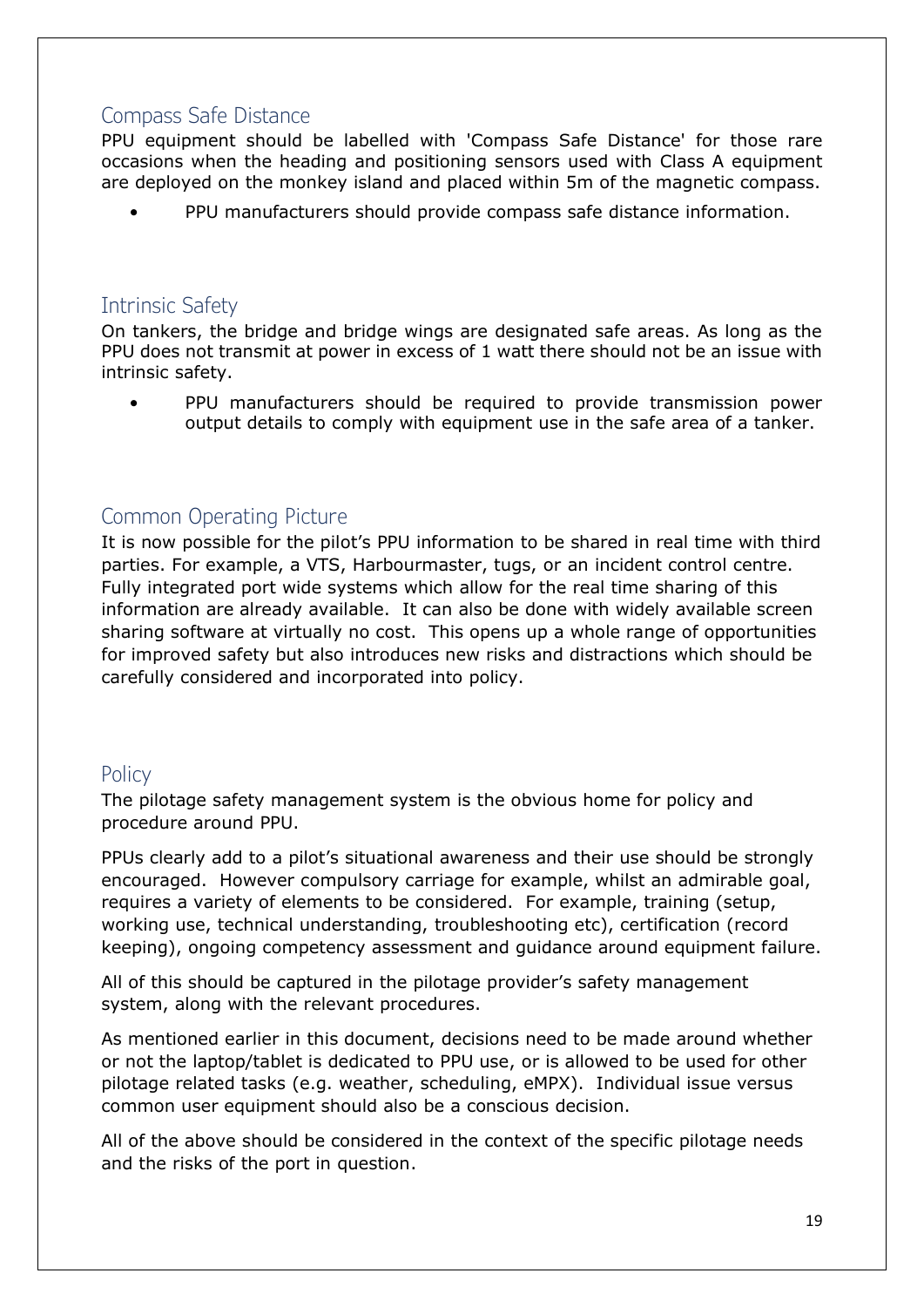## Compass Safe Distance

PPU equipment should be labelled with 'Compass Safe Distance' for those rare occasions when the heading and positioning sensors used with Class A equipment are deployed on the monkey island and placed within 5m of the magnetic compass.

- PPU manufacturers should provide compass safe distance information.

## Intrinsic Safety

On tankers, the bridge and bridge wings are designated safe areas. As long as the PPU does not transmit at power in excess of 1 watt there should not be an issue with intrinsic safety.

- PPU manufacturers should be required to provide transmission power output details to comply with equipment use in the safe area of a tanker.

## Common Operating Picture

It is now possible for the pilot's PPU information to be shared in real time with third parties. For example, a VTS, Harbourmaster, tugs, or an incident control centre. Fully integrated port wide systems which allow for the real time sharing of this information are already available. It can also be done with widely available screen sharing software at virtually no cost. This opens up a whole range of opportunities for improved safety but also introduces new risks and distractions which should be carefully considered and incorporated into policy.

## Policy

The pilotage safety management system is the obvious home for policy and procedure around PPU.

PPUs clearly add to a pilot's situational awareness and their use should be strongly encouraged. However compulsory carriage for example, whilst an admirable goal, requires a variety of elements to be considered. For example, training (setup, working use, technical understanding, troubleshooting etc), certification (record keeping), ongoing competency assessment and guidance around equipment failure.

All of this should be captured in the pilotage provider's safety management system, along with the relevant procedures.

As mentioned earlier in this document, decisions need to be made around whether or not the laptop/tablet is dedicated to PPU use, or is allowed to be used for other pilotage related tasks (e.g. weather, scheduling, eMPX). Individual issue versus common user equipment should also be a conscious decision.

All of the above should be considered in the context of the specific pilotage needs and the risks of the port in question.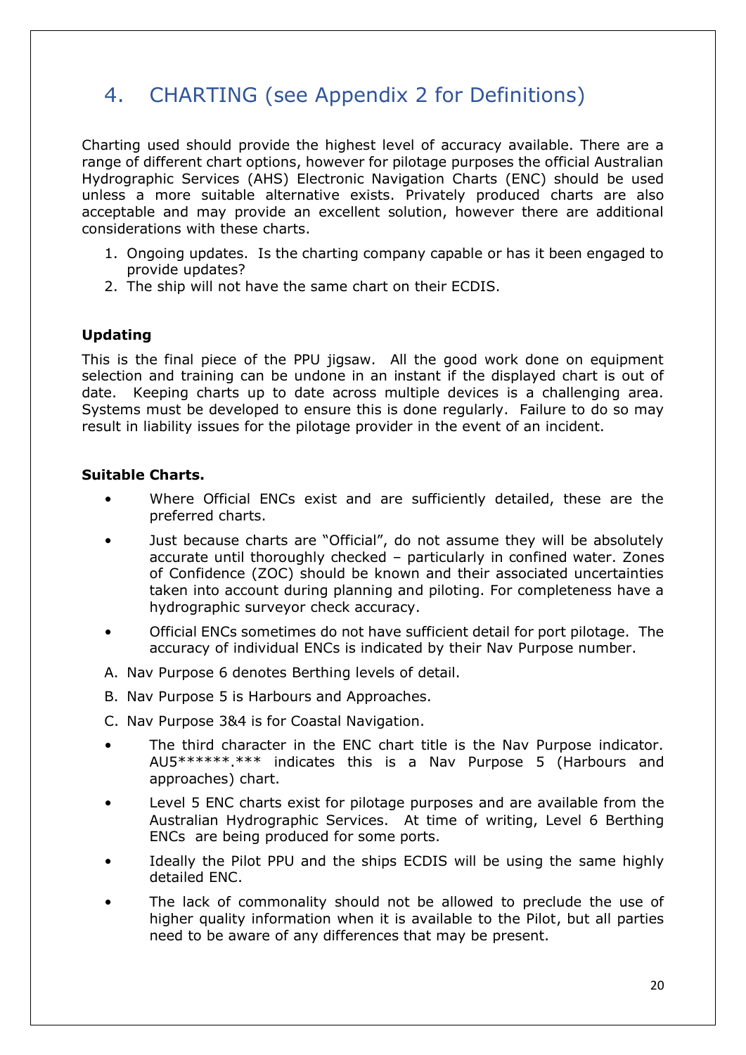# 4. CHARTING (see Appendix 2 for Definitions)

Charting used should provide the highest level of accuracy available. There are a range of different chart options, however for pilotage purposes the official Australian Hydrographic Services (AHS) Electronic Navigation Charts (ENC) should be used unless a more suitable alternative exists. Privately produced charts are also acceptable and may provide an excellent solution, however there are additional considerations with these charts.

1. Ongoing updates. Is the charting company capable or has it been engaged to provide updates?
2. The ship will not have the same chart on their ECDIS.

**Updating**

This is the final piece of the PPU jigsaw. All the good work done on equipment selection and training can be undone in an instant if the displayed chart is out of date. Keeping charts up to date across multiple devices is a challenging area. Systems must be developed to ensure this is done regularly. Failure to do so may result in liability issues for the pilotage provider in the event of an incident.

**Suitable Charts.**

- Where Official ENCs exist and are sufficiently detailed, these are the preferred charts.
- Just because charts are "Official", do not assume they will be absolutely accurate until thoroughly checked – particularly in confined water. Zones of Confidence (ZOC) should be known and their associated uncertainties taken into account during planning and piloting. For completeness have a hydrographic surveyor check accuracy.
- Official ENCs sometimes do not have sufficient detail for port pilotage. The accuracy of individual ENCs is indicated by their Nav Purpose number.

A. Nav Purpose 6 denotes Berthing levels of detail.

B. Nav Purpose 5 is Harbours and Approaches.

C. Nav Purpose 3&4 is for Coastal Navigation.

- The third character in the ENC chart title is the Nav Purpose indicator. AU5******.*** indicates this is a Nav Purpose 5 (Harbours and approaches) chart.
- Level 5 ENC charts exist for pilotage purposes and are available from the Australian Hydrographic Services. At time of writing, Level 6 Berthing ENCs are being produced for some ports.
- Ideally the Pilot PPU and the ships ECDIS will be using the same highly detailed ENC.
- The lack of commonality should not be allowed to preclude the use of higher quality information when it is available to the Pilot, but all parties need to be aware of any differences that may be present.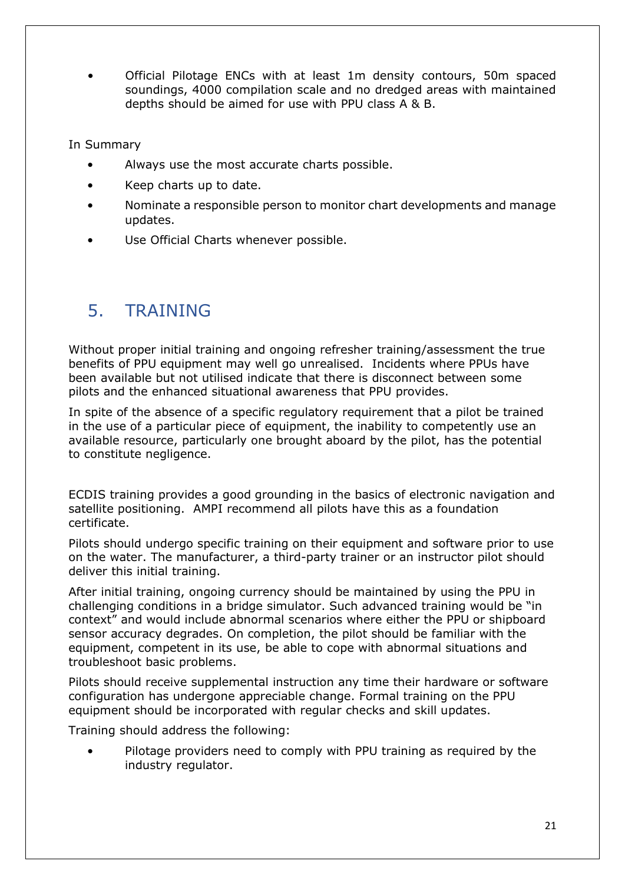- Official Pilotage ENCs with at least 1m density contours, 50m spaced soundings, 4000 compilation scale and no dredged areas with maintained depths should be aimed for use with PPU class A & B.

In Summary

- Always use the most accurate charts possible.
- Keep charts up to date.
- Nominate a responsible person to monitor chart developments and manage updates.
- Use Official Charts whenever possible.

## 5. TRAINING

Without proper initial training and ongoing refresher training/assessment the true benefits of PPU equipment may well go unrealised. Incidents where PPUs have been available but not utilised indicate that there is disconnect between some pilots and the enhanced situational awareness that PPU provides.

In spite of the absence of a specific regulatory requirement that a pilot be trained in the use of a particular piece of equipment, the inability to competently use an available resource, particularly one brought aboard by the pilot, has the potential to constitute negligence.

ECDIS training provides a good grounding in the basics of electronic navigation and satellite positioning. AMPI recommend all pilots have this as a foundation certificate.

Pilots should undergo specific training on their equipment and software prior to use on the water. The manufacturer, a third-party trainer or an instructor pilot should deliver this initial training.

After initial training, ongoing currency should be maintained by using the PPU in challenging conditions in a bridge simulator. Such advanced training would be "in context" and would include abnormal scenarios where either the PPU or shipboard sensor accuracy degrades. On completion, the pilot should be familiar with the equipment, competent in its use, be able to cope with abnormal situations and troubleshoot basic problems.

Pilots should receive supplemental instruction any time their hardware or software configuration has undergone appreciable change. Formal training on the PPU equipment should be incorporated with regular checks and skill updates.

Training should address the following:

- Pilotage providers need to comply with PPU training as required by the industry regulator.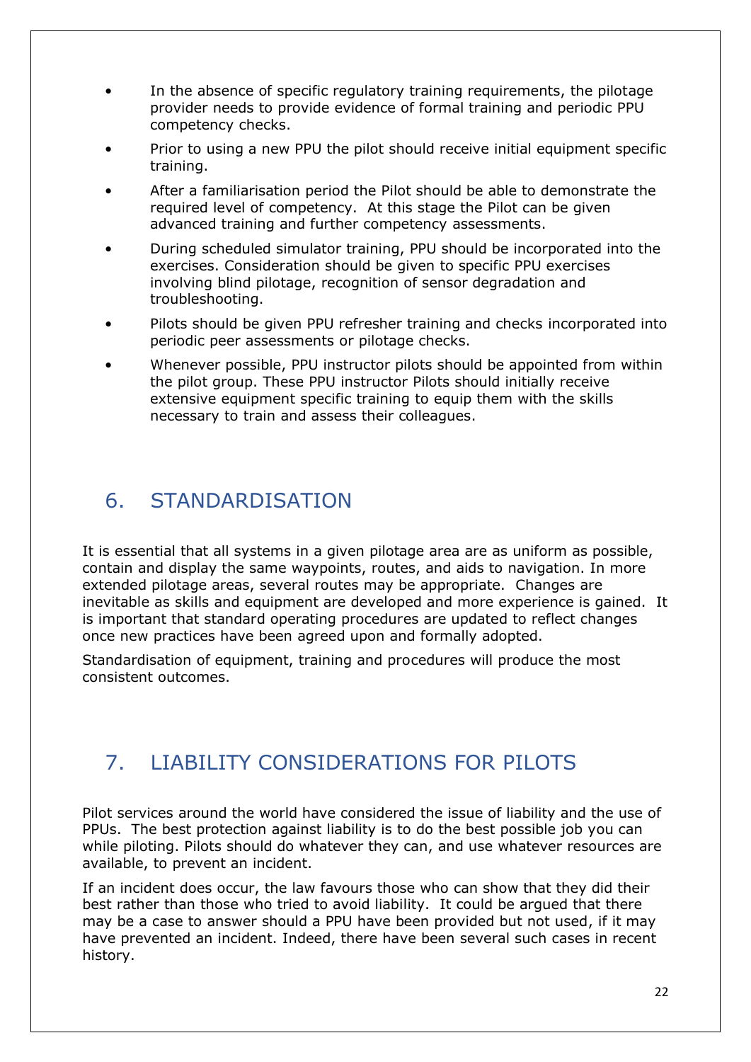- In the absence of specific regulatory training requirements, the pilotage provider needs to provide evidence of formal training and periodic PPU competency checks.
- Prior to using a new PPU the pilot should receive initial equipment specific training.
- After a familiarisation period the Pilot should be able to demonstrate the required level of competency. At this stage the Pilot can be given advanced training and further competency assessments.
- During scheduled simulator training, PPU should be incorporated into the exercises. Consideration should be given to specific PPU exercises involving blind pilotage, recognition of sensor degradation and troubleshooting.
- Pilots should be given PPU refresher training and checks incorporated into periodic peer assessments or pilotage checks.
- Whenever possible, PPU instructor pilots should be appointed from within the pilot group. These PPU instructor Pilots should initially receive extensive equipment specific training to equip them with the skills necessary to train and assess their colleagues.

## 6. STANDARDISATION

It is essential that all systems in a given pilotage area are as uniform as possible, contain and display the same waypoints, routes, and aids to navigation. In more extended pilotage areas, several routes may be appropriate. Changes are inevitable as skills and equipment are developed and more experience is gained. It is important that standard operating procedures are updated to reflect changes once new practices have been agreed upon and formally adopted.

Standardisation of equipment, training and procedures will produce the most consistent outcomes.

## 7. LIABILITY CONSIDERATIONS FOR PILOTS

Pilot services around the world have considered the issue of liability and the use of PPUs. The best protection against liability is to do the best possible job you can while piloting. Pilots should do whatever they can, and use whatever resources are available, to prevent an incident.

If an incident does occur, the law favours those who can show that they did their best rather than those who tried to avoid liability. It could be argued that there may be a case to answer should a PPU have been provided but not used, if it may have prevented an incident. Indeed, there have been several such cases in recent history.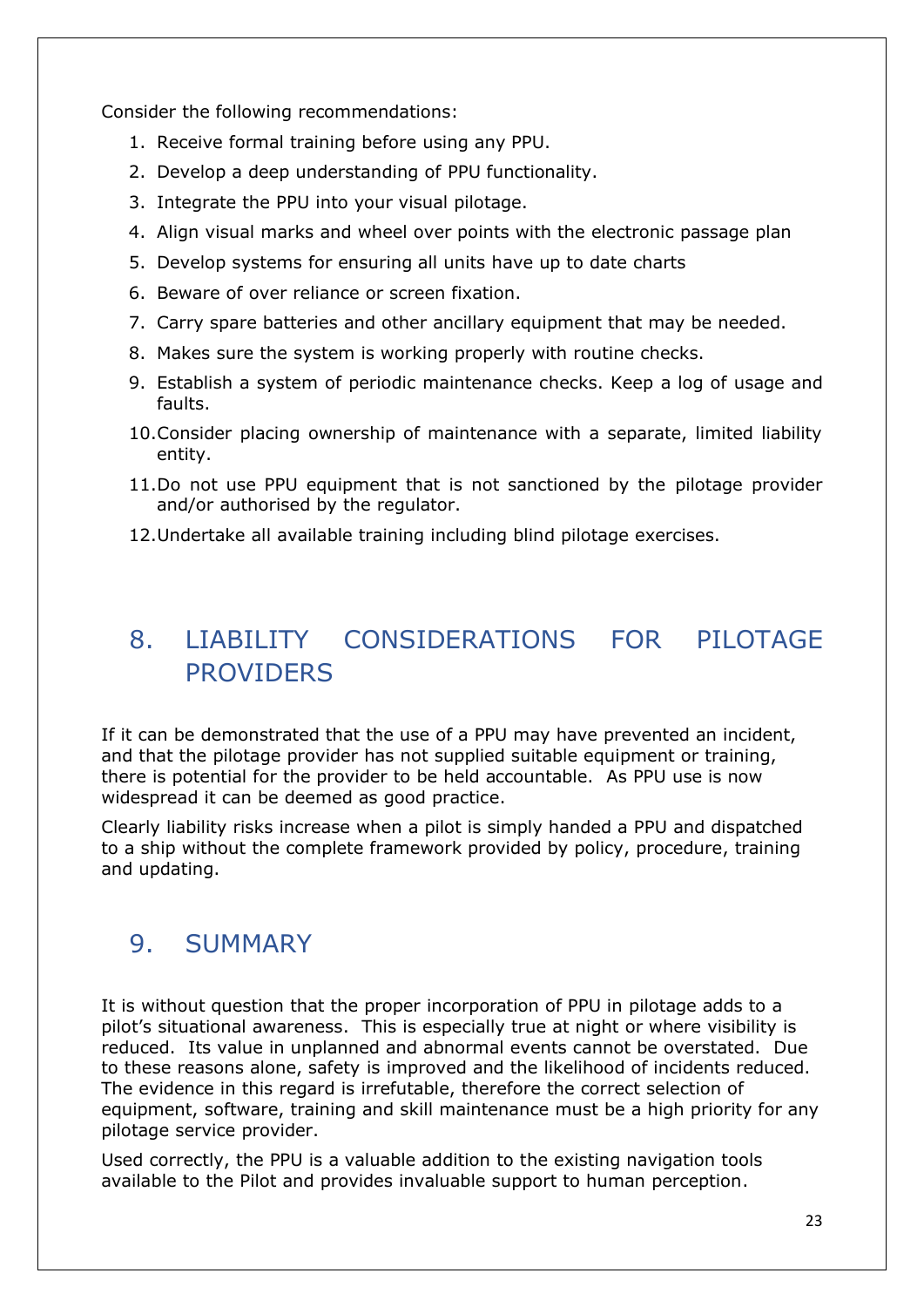Consider the following recommendations:

1. Receive formal training before using any PPU.
2. Develop a deep understanding of PPU functionality.
3. Integrate the PPU into your visual pilotage.
4. Align visual marks and wheel over points with the electronic passage plan
5. Develop systems for ensuring all units have up to date charts
6. Beware of over reliance or screen fixation.
7. Carry spare batteries and other ancillary equipment that may be needed.
8. Makes sure the system is working properly with routine checks.
9. Establish a system of periodic maintenance checks. Keep a log of usage and faults.
10. Consider placing ownership of maintenance with a separate, limited liability entity.
11. Do not use PPU equipment that is not sanctioned by the pilotage provider and/or authorised by the regulator.
12. Undertake all available training including blind pilotage exercises.

# 8. LIABILITY CONSIDERATIONS FOR PILOTAGE PROVIDERS

If it can be demonstrated that the use of a PPU may have prevented an incident, and that the pilotage provider has not supplied suitable equipment or training, there is potential for the provider to be held accountable. As PPU use is now widespread it can be deemed as good practice.

Clearly liability risks increase when a pilot is simply handed a PPU and dispatched to a ship without the complete framework provided by policy, procedure, training and updating.

# 9. SUMMARY

It is without question that the proper incorporation of PPU in pilotage adds to a pilot's situational awareness. This is especially true at night or where visibility is reduced. Its value in unplanned and abnormal events cannot be overstated. Due to these reasons alone, safety is improved and the likelihood of incidents reduced. The evidence in this regard is irrefutable, therefore the correct selection of equipment, software, training and skill maintenance must be a high priority for any pilotage service provider.

Used correctly, the PPU is a valuable addition to the existing navigation tools available to the Pilot and provides invaluable support to human perception.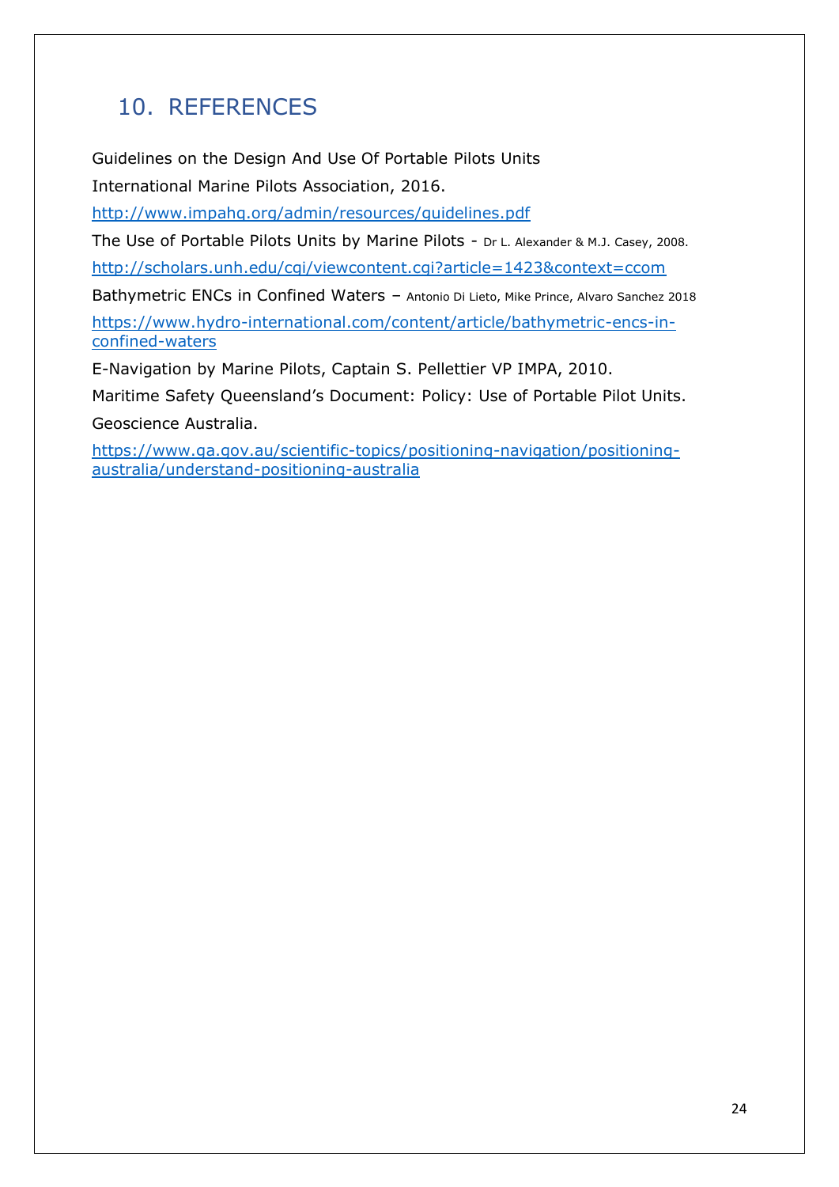# 10. REFERENCES

Guidelines on the Design And Use Of Portable Pilots Units

International Marine Pilots Association, 2016.

http://www.impahq.org/admin/resources/guidelines.pdf

The Use of Portable Pilots Units by Marine Pilots - Dr L. Alexander & M.J. Casey, 2008.

http://scholars.unh.edu/cgi/viewcontent.cgi?article=1423&context=ccom

Bathymetric ENCs in Confined Waters – Antonio Di Lieto, Mike Prince, Alvaro Sanchez 2018

https://www.hydro-international.com/content/article/bathymetric-encs-in-confined-waters

E-Navigation by Marine Pilots, Captain S. Pellettier VP IMPA, 2010.

Maritime Safety Queensland's Document: Policy: Use of Portable Pilot Units.

Geoscience Australia.

https://www.ga.gov.au/scientific-topics/positioning-navigation/positioning-australia/understand-positioning-australia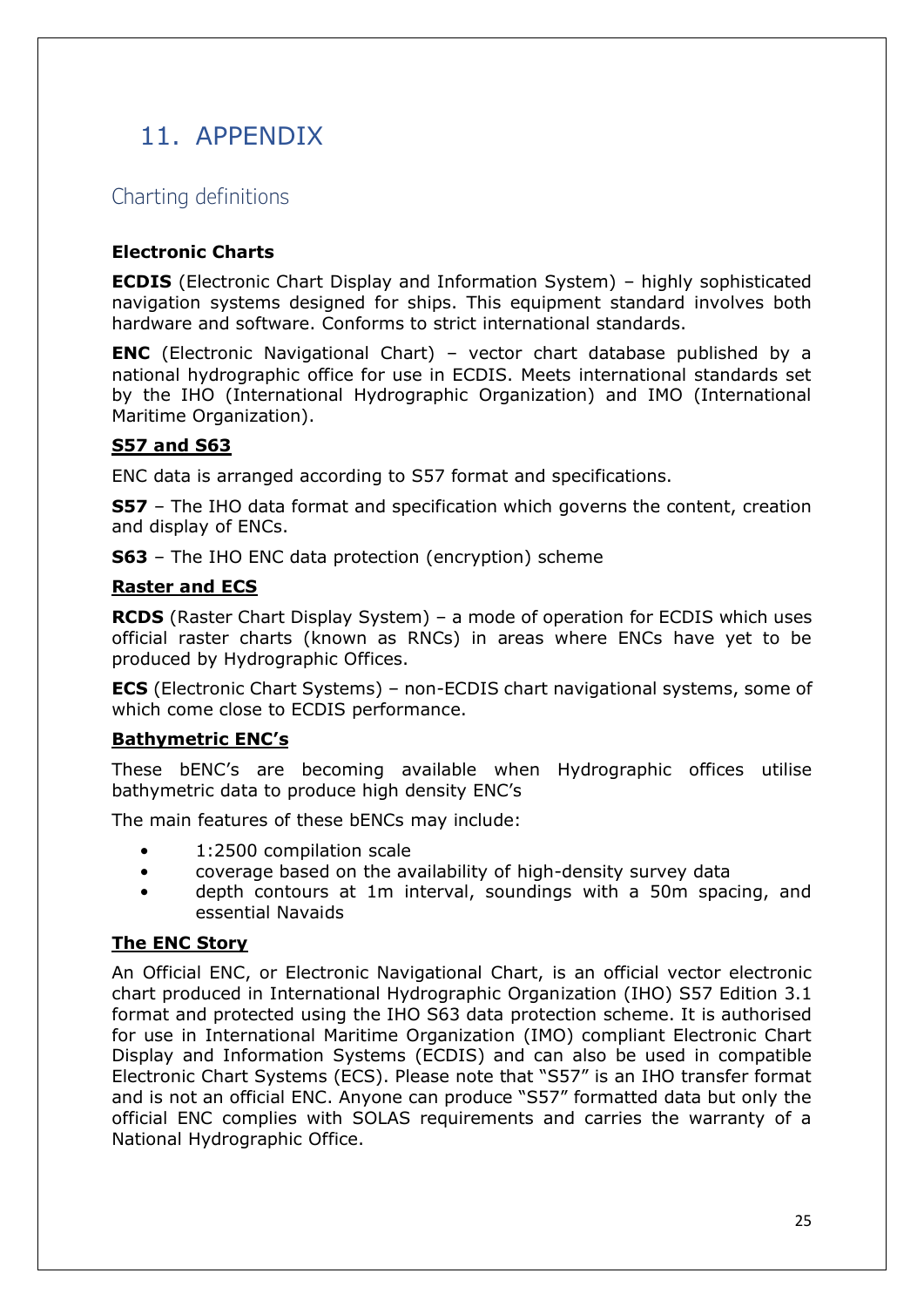# 11. APPENDIX

## Charting definitions

**Electronic Charts**

**ECDIS** (Electronic Chart Display and Information System) – highly sophisticated navigation systems designed for ships. This equipment standard involves both hardware and software. Conforms to strict international standards.

**ENC** (Electronic Navigational Chart) – vector chart database published by a national hydrographic office for use in ECDIS. Meets international standards set by the IHO (International Hydrographic Organization) and IMO (International Maritime Organization).

**S57 and S63**

ENC data is arranged according to S57 format and specifications.

**S57** – The IHO data format and specification which governs the content, creation and display of ENCs.

**S63** – The IHO ENC data protection (encryption) scheme

**Raster and ECS**

**RCDS** (Raster Chart Display System) – a mode of operation for ECDIS which uses official raster charts (known as RNCs) in areas where ENCs have yet to be produced by Hydrographic Offices.

**ECS** (Electronic Chart Systems) – non-ECDIS chart navigational systems, some of which come close to ECDIS performance.

**Bathymetric ENC's**

These bENC's are becoming available when Hydrographic offices utilise bathymetric data to produce high density ENC's

The main features of these bENCs may include:

- 1:2500 compilation scale
- coverage based on the availability of high-density survey data
- depth contours at 1m interval, soundings with a 50m spacing, and essential Navaids

**The ENC Story**

An Official ENC, or Electronic Navigational Chart, is an official vector electronic chart produced in International Hydrographic Organization (IHO) S57 Edition 3.1 format and protected using the IHO S63 data protection scheme. It is authorised for use in International Maritime Organization (IMO) compliant Electronic Chart Display and Information Systems (ECDIS) and can also be used in compatible Electronic Chart Systems (ECS). Please note that "S57" is an IHO transfer format and is not an official ENC. Anyone can produce "S57" formatted data but only the official ENC complies with SOLAS requirements and carries the warranty of a National Hydrographic Office.